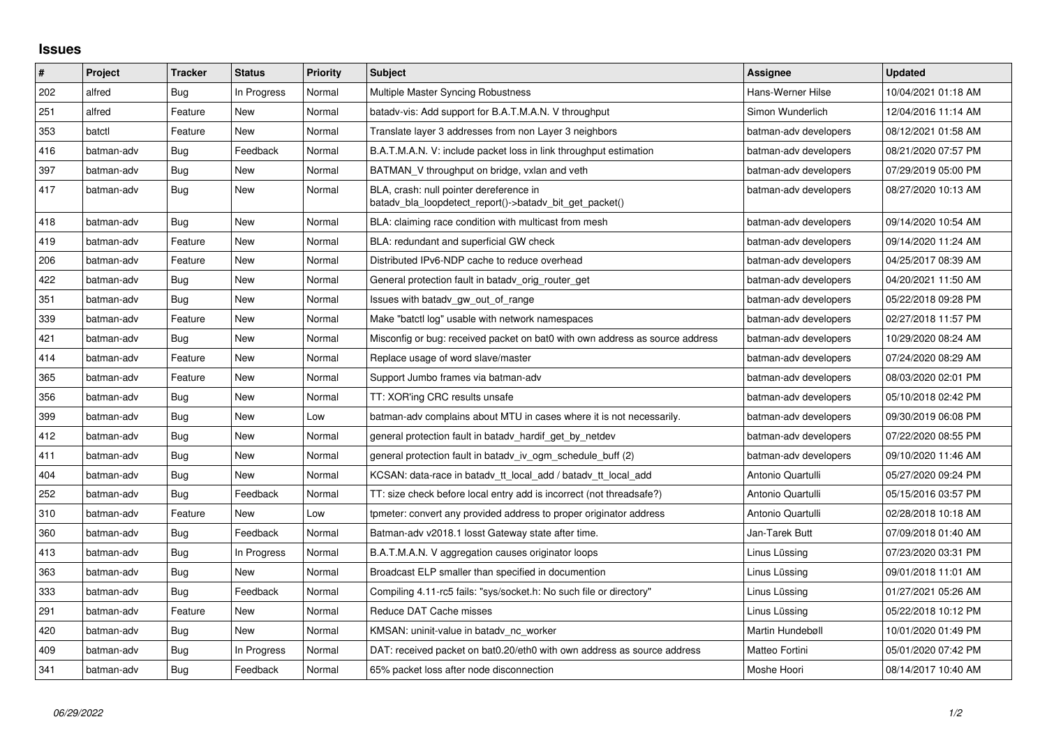# Issues

| # | Project | Tracker | Status | Priority | Subject | Assignee | Updated |
|---|---|---|---|---|---|---|---|
| 202 | alfred | Bug | In Progress | Normal | Multiple Master Syncing Robustness | Hans-Werner Hilse | 10/04/2021 01:18 AM |
| 251 | alfred | Feature | New | Normal | batadv-vis: Add support for B.A.T.M.A.N. V throughput | Simon Wunderlich | 12/04/2016 11:14 AM |
| 353 | batctl | Feature | New | Normal | Translate layer 3 addresses from non Layer 3 neighbors | batman-adv developers | 08/12/2021 01:58 AM |
| 416 | batman-adv | Bug | Feedback | Normal | B.A.T.M.A.N. V: include packet loss in link throughput estimation | batman-adv developers | 08/21/2020 07:57 PM |
| 397 | batman-adv | Bug | New | Normal | BATMAN_V throughput on bridge, vxlan and veth | batman-adv developers | 07/29/2019 05:00 PM |
| 417 | batman-adv | Bug | New | Normal | BLA, crash: null pointer dereference in batadv_bla_loopdetect_report()->batadv_bit_get_packet() | batman-adv developers | 08/27/2020 10:13 AM |
| 418 | batman-adv | Bug | New | Normal | BLA: claiming race condition with multicast from mesh | batman-adv developers | 09/14/2020 10:54 AM |
| 419 | batman-adv | Feature | New | Normal | BLA: redundant and superficial GW check | batman-adv developers | 09/14/2020 11:24 AM |
| 206 | batman-adv | Feature | New | Normal | Distributed IPv6-NDP cache to reduce overhead | batman-adv developers | 04/25/2017 08:39 AM |
| 422 | batman-adv | Bug | New | Normal | General protection fault in batadv_orig_router_get | batman-adv developers | 04/20/2021 11:50 AM |
| 351 | batman-adv | Bug | New | Normal | Issues with batadv_gw_out_of_range | batman-adv developers | 05/22/2018 09:28 PM |
| 339 | batman-adv | Feature | New | Normal | Make "batctl log" usable with network namespaces | batman-adv developers | 02/27/2018 11:57 PM |
| 421 | batman-adv | Bug | New | Normal | Misconfig or bug: received packet on bat0 with own address as source address | batman-adv developers | 10/29/2020 08:24 AM |
| 414 | batman-adv | Feature | New | Normal | Replace usage of word slave/master | batman-adv developers | 07/24/2020 08:29 AM |
| 365 | batman-adv | Feature | New | Normal | Support Jumbo frames via batman-adv | batman-adv developers | 08/03/2020 02:01 PM |
| 356 | batman-adv | Bug | New | Normal | TT: XOR'ing CRC results unsafe | batman-adv developers | 05/10/2018 02:42 PM |
| 399 | batman-adv | Bug | New | Low | batman-adv complains about MTU in cases where it is not necessarily. | batman-adv developers | 09/30/2019 06:08 PM |
| 412 | batman-adv | Bug | New | Normal | general protection fault in batadv_hardif_get_by_netdev | batman-adv developers | 07/22/2020 08:55 PM |
| 411 | batman-adv | Bug | New | Normal | general protection fault in batadv_iv_ogm_schedule_buff (2) | batman-adv developers | 09/10/2020 11:46 AM |
| 404 | batman-adv | Bug | New | Normal | KCSAN: data-race in batadv_tt_local_add / batadv_tt_local_add | Antonio Quartulli | 05/27/2020 09:24 PM |
| 252 | batman-adv | Bug | Feedback | Normal | TT: size check before local entry add is incorrect (not threadsafe?) | Antonio Quartulli | 05/15/2016 03:57 PM |
| 310 | batman-adv | Feature | New | Low | tpmeter: convert any provided address to proper originator address | Antonio Quartulli | 02/28/2018 10:18 AM |
| 360 | batman-adv | Bug | Feedback | Normal | Batman-adv v2018.1 losst Gateway state after time. | Jan-Tarek Butt | 07/09/2018 01:40 AM |
| 413 | batman-adv | Bug | In Progress | Normal | B.A.T.M.A.N. V aggregation causes originator loops | Linus Lüssing | 07/23/2020 03:31 PM |
| 363 | batman-adv | Bug | New | Normal | Broadcast ELP smaller than specified in documention | Linus Lüssing | 09/01/2018 11:01 AM |
| 333 | batman-adv | Bug | Feedback | Normal | Compiling 4.11-rc5 fails: "sys/socket.h: No such file or directory" | Linus Lüssing | 01/27/2021 05:26 AM |
| 291 | batman-adv | Feature | New | Normal | Reduce DAT Cache misses | Linus Lüssing | 05/22/2018 10:12 PM |
| 420 | batman-adv | Bug | New | Normal | KMSAN: uninit-value in batadv_nc_worker | Martin Hundebøll | 10/01/2020 01:49 PM |
| 409 | batman-adv | Bug | In Progress | Normal | DAT: received packet on bat0.20/eth0 with own address as source address | Matteo Fortini | 05/01/2020 07:42 PM |
| 341 | batman-adv | Bug | Feedback | Normal | 65% packet loss after node disconnection | Moshe Hoori | 08/14/2017 10:40 AM |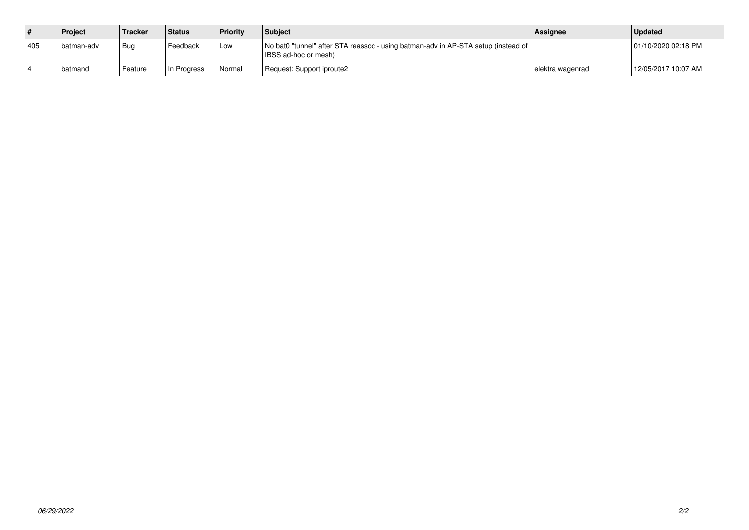| # | Project | Tracker | Status | Priority | Subject | Assignee | Updated |
|---|---|---|---|---|---|---|---|
| 405 | batman-adv | Bug | Feedback | Low | No bat0 "tunnel" after STA reassoc - using batman-adv in AP-STA setup (instead of IBSS ad-hoc or mesh) | | 01/10/2020 02:18 PM |
| 4 | batmand | Feature | In Progress | Normal | Request: Support iproute2 | elektra wagenrad | 12/05/2017 10:07 AM |